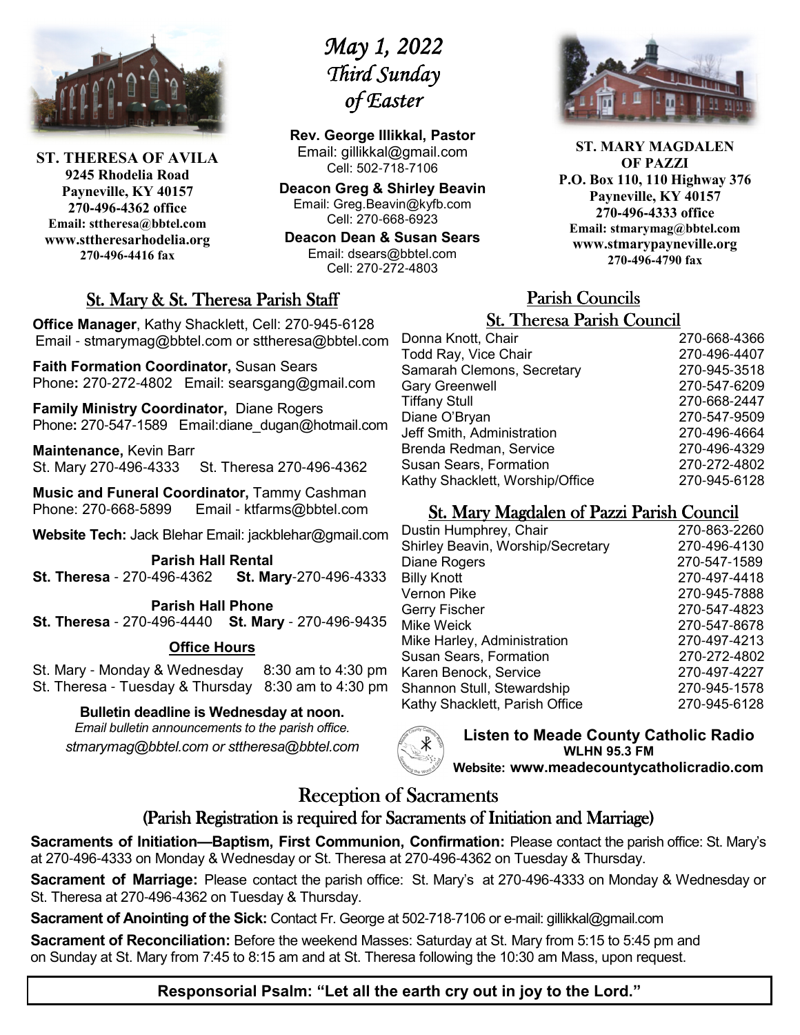**ST. THERESA OF AVILA**
**9245 Rhodelia Road**
**Payneville, KY 40157**
**270-496-4362 office**
**Email: sttheresa@bbtel.com**
**www.sttheresarhodelia.org**
**270-496-4416 fax**

# *May 1, 2022*
# *Third Sunday of Easter*

**Rev. George Illikkal, Pastor**
Email: gillikkal@gmail.com
Cell: 502-718-7106

**Deacon Greg & Shirley Beavin**
Email: Greg.Beavin@kyfb.com
Cell: 270-668-6923

**Deacon Dean & Susan Sears**
Email: dsears@bbtel.com
Cell: 270-272-4803

**ST. MARY MAGDALEN OF PAZZI**
**P.O. Box 110, 110 Highway 376**
**Payneville, KY 40157**
**270-496-4333 office**
**Email: stmarymag@bbtel.com**
**www.stmarypayneville.org**
**270-496-4790 fax**

## St. Mary & St. Theresa Parish Staff

**Office Manager**, Kathy Shacklett, Cell: 270-945-6128
Email - stmarymag@bbtel.com or sttheresa@bbtel.com

**Faith Formation Coordinator,** Susan Sears
Phone**:** 270-272-4802 Email: searsgang@gmail.com

**Family Ministry Coordinator,** Diane Rogers
Phone**:** 270-547-1589 Email:diane_dugan@hotmail.com

**Maintenance,** Kevin Barr
St. Mary 270-496-4333 St. Theresa 270-496-4362

**Music and Funeral Coordinator,** Tammy Cashman
Phone: 270-668-5899 Email - ktfarms@bbtel.com

**Website Tech:** Jack Blehar Email: jackblehar@gmail.com

**Parish Hall Rental**
**St. Theresa** - 270-496-4362 **St. Mary**-270-496-4333

**Parish Hall Phone**
**St. Theresa** - 270-496-4440 **St. Mary** - 270-496-9435

**Office Hours**

St. Mary - Monday & Wednesday 8:30 am to 4:30 pm
St. Theresa - Tuesday & Thursday 8:30 am to 4:30 pm

**Bulletin deadline is Wednesday at noon.**
*Email bulletin announcements to the parish office.*
*stmarymag@bbtel.com or sttheresa@bbtel.com*

## Parish Councils

### St. Theresa Parish Council

| | |
|---|---|
| Donna Knott, Chair | 270-668-4366 |
| Todd Ray, Vice Chair | 270-496-4407 |
| Samarah Clemons, Secretary | 270-945-3518 |
| Gary Greenwell | 270-547-6209 |
| Tiffany Stull | 270-668-2447 |
| Diane O'Bryan | 270-547-9509 |
| Jeff Smith, Administration | 270-496-4664 |
| Brenda Redman, Service | 270-496-4329 |
| Susan Sears, Formation | 270-272-4802 |
| Kathy Shacklett, Worship/Office | 270-945-6128 |

### St. Mary Magdalen of Pazzi Parish Council

| | |
|---|---|
| Dustin Humphrey, Chair | 270-863-2260 |
| Shirley Beavin, Worship/Secretary | 270-496-4130 |
| Diane Rogers | 270-547-1589 |
| Billy Knott | 270-497-4418 |
| Vernon Pike | 270-945-7888 |
| Gerry Fischer | 270-547-4823 |
| Mike Weick | 270-547-8678 |
| Mike Harley, Administration | 270-497-4213 |
| Susan Sears, Formation | 270-272-4802 |
| Karen Benock, Service | 270-497-4227 |
| Shannon Stull, Stewardship | 270-945-1578 |
| Kathy Shacklett, Parish Office | 270-945-6128 |

**Listen to Meade County Catholic Radio**
**WLHN 95.3 FM**
**Website: www.meadecountycatholicradio.com**

## Reception of Sacraments

### (Parish Registration is required for Sacraments of Initiation and Marriage)

**Sacraments of Initiation—Baptism, First Communion, Confirmation:** Please contact the parish office: St. Mary's at 270-496-4333 on Monday & Wednesday or St. Theresa at 270-496-4362 on Tuesday & Thursday.

**Sacrament of Marriage:** Please contact the parish office: St. Mary's at 270-496-4333 on Monday & Wednesday or St. Theresa at 270-496-4362 on Tuesday & Thursday.

**Sacrament of Anointing of the Sick:** Contact Fr. George at 502-718-7106 or e-mail: gillikkal@gmail.com

**Sacrament of Reconciliation:** Before the weekend Masses: Saturday at St. Mary from 5:15 to 5:45 pm and on Sunday at St. Mary from 7:45 to 8:15 am and at St. Theresa following the 10:30 am Mass, upon request.

**Responsorial Psalm: "Let all the earth cry out in joy to the Lord."**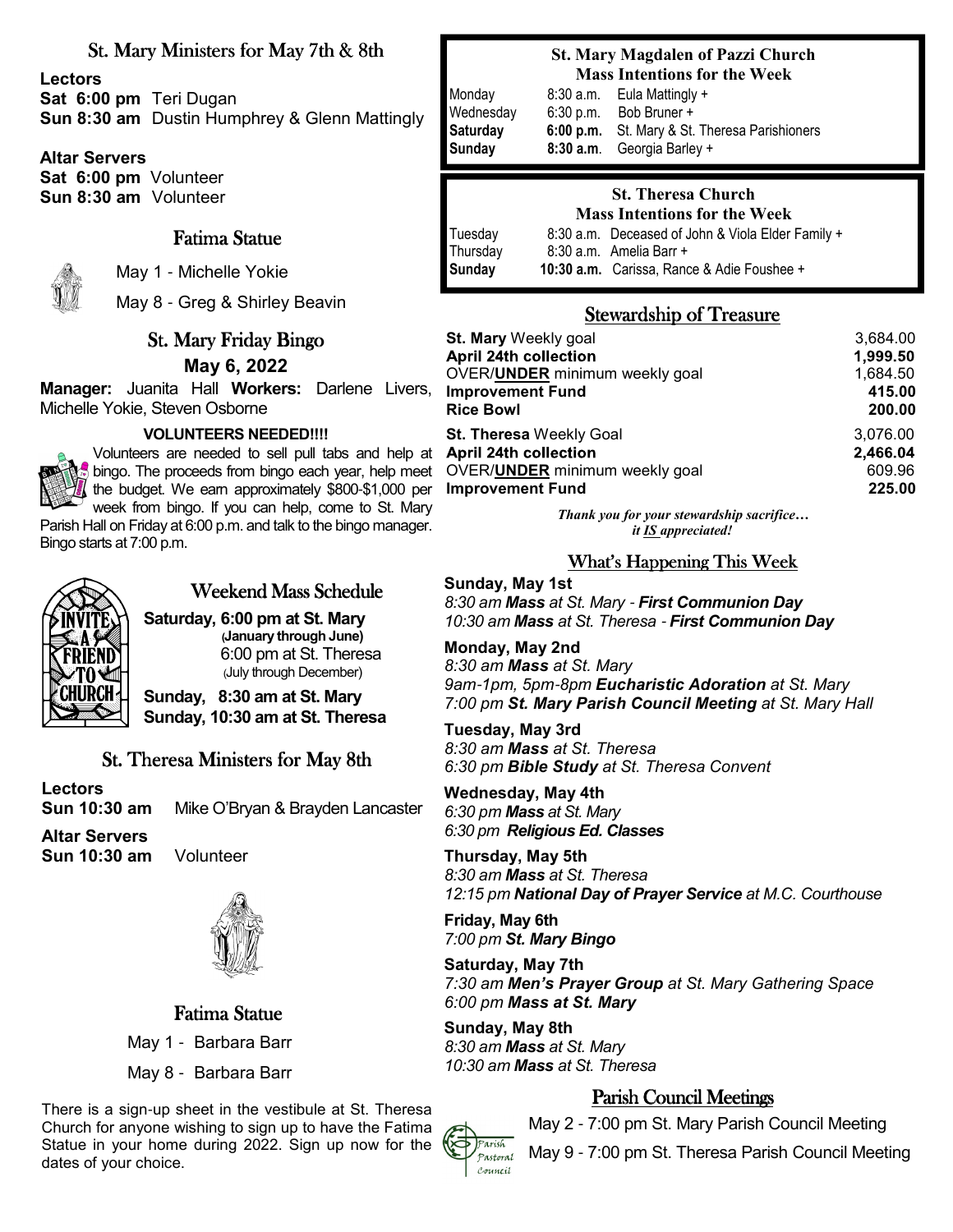## St. Mary Ministers for May 7th & 8th

**Lectors**
**Sat 6:00 pm** Teri Dugan
**Sun 8:30 am** Dustin Humphrey & Glenn Mattingly

**Altar Servers**
**Sat 6:00 pm** Volunteer
**Sun 8:30 am** Volunteer

## Fatima Statue

May 1 - Michelle Yokie

May 8 - Greg & Shirley Beavin

## St. Mary Friday Bingo

**May 6, 2022**

**Manager:** Juanita Hall **Workers:** Darlene Livers, Michelle Yokie, Steven Osborne

**VOLUNTEERS NEEDED!!!!**

Volunteers are needed to sell pull tabs and help at bingo. The proceeds from bingo each year, help meet the budget. We earn approximately $800-$1,000 per week from bingo. If you can help, come to St. Mary Parish Hall on Friday at 6:00 p.m. and talk to the bingo manager. Bingo starts at 7:00 p.m.

## Weekend Mass Schedule

**Saturday, 6:00 pm at St. Mary**
**(January through June)**
6:00 pm at St. Theresa
(July through December)

**Sunday, 8:30 am at St. Mary**
**Sunday, 10:30 am at St. Theresa**

## St. Theresa Ministers for May 8th

**Lectors**
**Sun 10:30 am** Mike O'Bryan & Brayden Lancaster

**Altar Servers**
**Sun 10:30 am** Volunteer

## Fatima Statue

May 1 - Barbara Barr

May 8 - Barbara Barr

There is a sign-up sheet in the vestibule at St. Theresa Church for anyone wishing to sign up to have the Fatima Statue in your home during 2022. Sign up now for the dates of your choice.

## St. Mary Magdalen of Pazzi Church
### Mass Intentions for the Week

| | | |
|---|---|---|
| Monday | 8:30 a.m. | Eula Mattingly + |
| Wednesday | 6:30 p.m. | Bob Bruner + |
| **Saturday** | **6:00 p.m.** | St. Mary & St. Theresa Parishioners |
| **Sunday** | **8:30 a.m.** | Georgia Barley + |

## St. Theresa Church
### Mass Intentions for the Week

| | | |
|---|---|---|
| Tuesday | 8:30 a.m. | Deceased of John & Viola Elder Family + |
| Thursday | 8:30 a.m. | Amelia Barr + |
| **Sunday** | **10:30 a.m.** | Carissa, Rance & Adie Foushee + |

## Stewardship of Treasure

| | |
|---|---|
| **St. Mary** Weekly goal | 3,684.00 |
| **April 24th collection** | **1,999.50** |
| OVER/**UNDER** minimum weekly goal | 1,684.50 |
| **Improvement Fund** | **415.00** |
| **Rice Bowl** | **200.00** |
| **St. Theresa** Weekly Goal | 3,076.00 |
| **April 24th collection** | **2,466.04** |
| OVER/**UNDER** minimum weekly goal | 609.96 |
| **Improvement Fund** | **225.00** |

*Thank you for your stewardship sacrifice… it IS appreciated!*

## What's Happening This Week

**Sunday, May 1st**
*8:30 am **Mass** at St. Mary - **First Communion Day***
*10:30 am **Mass** at St. Theresa - **First Communion Day***

**Monday, May 2nd**
*8:30 am **Mass** at St. Mary*
*9am-1pm, 5pm-8pm **Eucharistic Adoration** at St. Mary*
*7:00 pm **St. Mary Parish Council Meeting** at St. Mary Hall*

**Tuesday, May 3rd**
*8:30 am **Mass** at St. Theresa*
*6:30 pm **Bible Study** at St. Theresa Convent*

**Wednesday, May 4th**
*6:30 pm **Mass** at St. Mary*
*6:30 pm **Religious Ed. Classes***

**Thursday, May 5th**
*8:30 am **Mass** at St. Theresa*
*12:15 pm **National Day of Prayer Service** at M.C. Courthouse*

**Friday, May 6th**
*7:00 pm **St. Mary Bingo***

**Saturday, May 7th**
*7:30 am **Men's Prayer Group** at St. Mary Gathering Space*
*6:00 pm **Mass at St. Mary***

**Sunday, May 8th**
*8:30 am **Mass** at St. Mary*
*10:30 am **Mass** at St. Theresa*

## Parish Council Meetings

May 2 - 7:00 pm St. Mary Parish Council Meeting

May 9 - 7:00 pm St. Theresa Parish Council Meeting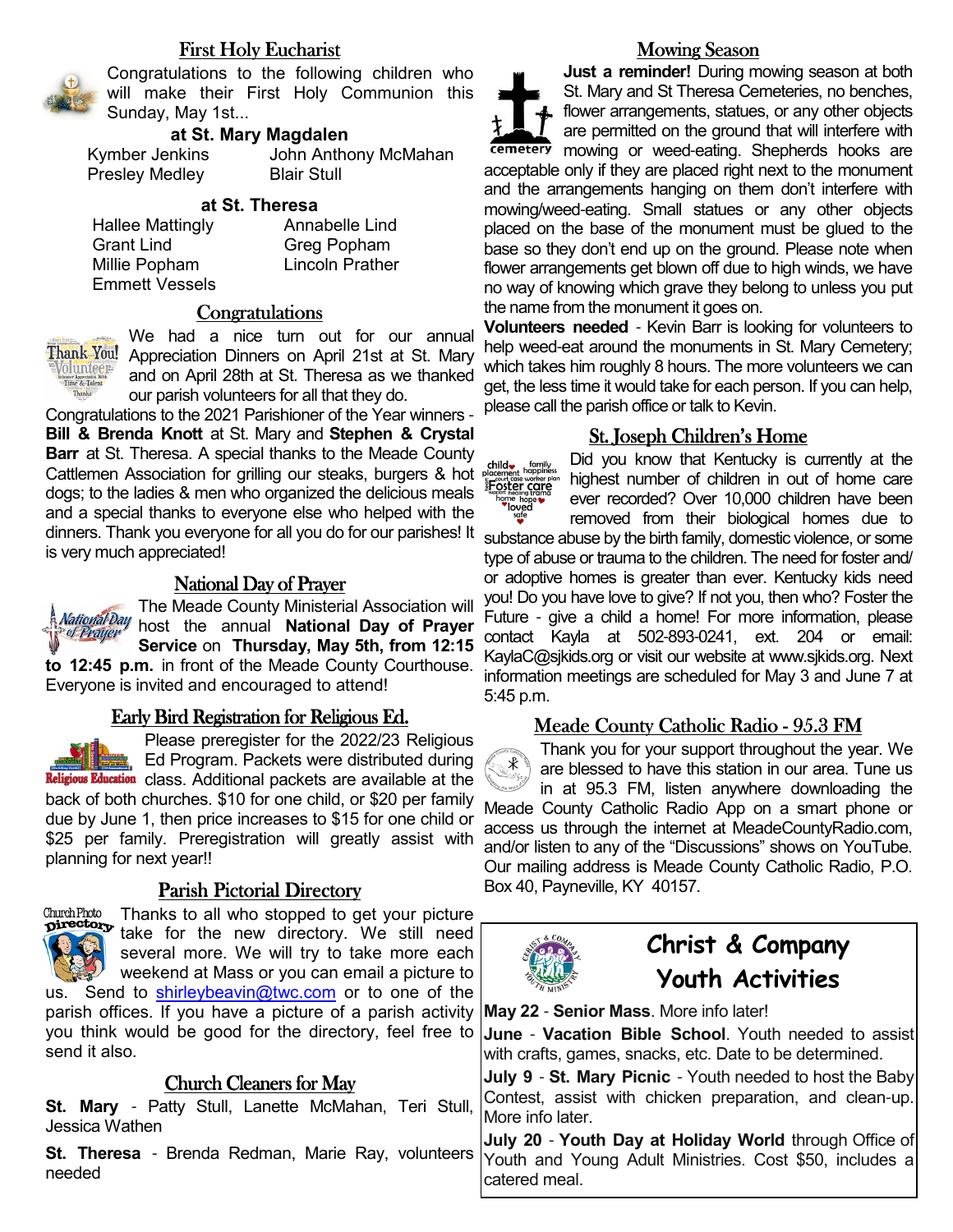## First Holy Eucharist

Congratulations to the following children who will make their First Holy Communion this Sunday, May 1st...

**at St. Mary Magdalen**

Kymber Jenkins — John Anthony McMahan
Presley Medley — Blair Stull

**at St. Theresa**

Hallee Mattingly — Annabelle Lind
Grant Lind — Greg Popham
Millie Popham — Lincoln Prather
Emmett Vessels

## Congratulations

We had a nice turn out for our annual Appreciation Dinners on April 21st at St. Mary and on April 28th at St. Theresa as we thanked our parish volunteers for all that they do.

Congratulations to the 2021 Parishioner of the Year winners - **Bill & Brenda Knott** at St. Mary and **Stephen & Crystal Barr** at St. Theresa. A special thanks to the Meade County Cattlemen Association for grilling our steaks, burgers & hot dogs; to the ladies & men who organized the delicious meals and a special thanks to everyone else who helped with the dinners. Thank you everyone for all you do for our parishes! It is very much appreciated!

## National Day of Prayer

The Meade County Ministerial Association will host the annual **National Day of Prayer Service** on **Thursday, May 5th, from 12:15 to 12:45 p.m.** in front of the Meade County Courthouse. Everyone is invited and encouraged to attend!

## Early Bird Registration for Religious Ed.

Please preregister for the 2022/23 Religious Ed Program. Packets were distributed during class. Additional packets are available at the back of both churches. $10 for one child, or $20 per family due by June 1, then price increases to $15 for one child or $25 per family. Preregistration will greatly assist with planning for next year!!

## Parish Pictorial Directory

Thanks to all who stopped to get your picture take for the new directory. We still need several more. We will try to take more each weekend at Mass or you can email a picture to us. Send to shirleybeavin@twc.com or to one of the parish offices. If you have a picture of a parish activity you think would be good for the directory, feel free to send it also.

## Church Cleaners for May

**St. Mary** - Patty Stull, Lanette McMahan, Teri Stull, Jessica Wathen

**St. Theresa** - Brenda Redman, Marie Ray, volunteers needed

## Mowing Season

**Just a reminder!** During mowing season at both St. Mary and St Theresa Cemeteries, no benches, flower arrangements, statues, or any other objects are permitted on the ground that will interfere with mowing or weed-eating. Shepherds hooks are acceptable only if they are placed right next to the monument and the arrangements hanging on them don't interfere with mowing/weed-eating. Small statues or any other objects placed on the base of the monument must be glued to the base so they don't end up on the ground. Please note when flower arrangements get blown off due to high winds, we have no way of knowing which grave they belong to unless you put the name from the monument it goes on.

**Volunteers needed** - Kevin Barr is looking for volunteers to help weed-eat around the monuments in St. Mary Cemetery; which takes him roughly 8 hours. The more volunteers we can get, the less time it would take for each person. If you can help, please call the parish office or talk to Kevin.

## St. Joseph Children's Home

Did you know that Kentucky is currently at the highest number of children in out of home care ever recorded? Over 10,000 children have been removed from their biological homes due to substance abuse by the birth family, domestic violence, or some type of abuse or trauma to the children. The need for foster and/or adoptive homes is greater than ever. Kentucky kids need you! Do you have love to give? If not you, then who? Foster the Future - give a child a home! For more information, please contact Kayla at 502-893-0241, ext. 204 or email: KaylaC@sjkids.org or visit our website at www.sjkids.org. Next information meetings are scheduled for May 3 and June 7 at 5:45 p.m.

## Meade County Catholic Radio - 95.3 FM

Thank you for your support throughout the year. We are blessed to have this station in our area. Tune us in at 95.3 FM, listen anywhere downloading the Meade County Catholic Radio App on a smart phone or access us through the internet at MeadeCountyRadio.com, and/or listen to any of the "Discussions" shows on YouTube. Our mailing address is Meade County Catholic Radio, P.O. Box 40, Payneville, KY 40157.

## Christ & Company Youth Activities

**May 22** - **Senior Mass**. More info later!

**June** - **Vacation Bible School**. Youth needed to assist with crafts, games, snacks, etc. Date to be determined.

**July 9** - **St. Mary Picnic** - Youth needed to host the Baby Contest, assist with chicken preparation, and clean-up. More info later.

**July 20** - **Youth Day at Holiday World** through Office of Youth and Young Adult Ministries. Cost $50, includes a catered meal.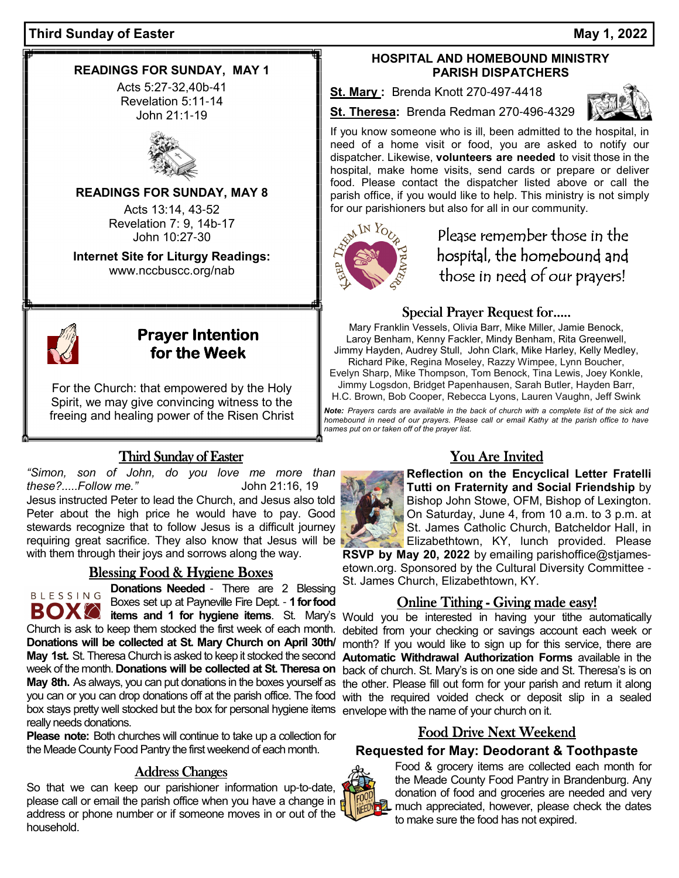Third Sunday of Easter May 1, 2022

## READINGS FOR SUNDAY, MAY 1

Acts 5:27-32,40b-41
Revelation 5:11-14
John 21:1-19

## READINGS FOR SUNDAY, MAY 8

Acts 13:14, 43-52
Revelation 7: 9, 14b-17
John 10:27-30

**Internet Site for Liturgy Readings:**
www.nccbuscc.org/nab

## Prayer Intention for the Week

For the Church: that empowered by the Holy Spirit, we may give convincing witness to the freeing and healing power of the Risen Christ

## HOSPITAL AND HOMEBOUND MINISTRY PARISH DISPATCHERS

**St. Mary :** Brenda Knott 270-497-4418

**St. Theresa:** Brenda Redman 270-496-4329

If you know someone who is ill, been admitted to the hospital, in need of a home visit or food, you are asked to notify our dispatcher. Likewise, **volunteers are needed** to visit those in the hospital, make home visits, send cards or prepare or deliver food. Please contact the dispatcher listed above or call the parish office, if you would like to help. This ministry is not simply for our parishioners but also for all in our community.

Keep Them In Your Prayers

Please remember those in the hospital, the homebound and those in need of our prayers!

## Special Prayer Request for.....

Mary Franklin Vessels, Olivia Barr, Mike Miller, Jamie Benock, Laroy Benham, Kenny Fackler, Mindy Benham, Rita Greenwell, Jimmy Hayden, Audrey Stull, John Clark, Mike Harley, Kelly Medley, Richard Pike, Regina Moseley, Razzy Wimpee, Lynn Boucher, Evelyn Sharp, Mike Thompson, Tom Benock, Tina Lewis, Joey Konkle, Jimmy Logsdon, Bridget Papenhausen, Sarah Butler, Hayden Barr, H.C. Brown, Bob Cooper, Rebecca Lyons, Lauren Vaughn, Jeff Swink

***Note:*** *Prayers cards are available in the back of church with a complete list of the sick and homebound in need of our prayers. Please call or email Kathy at the parish office to have names put on or taken off of the prayer list.*

## Third Sunday of Easter

*"Simon, son of John, do you love me more than these?.....Follow me."* John 21:16, 19

Jesus instructed Peter to lead the Church, and Jesus also told Peter about the high price he would have to pay. Good stewards recognize that to follow Jesus is a difficult journey requiring great sacrifice. They also know that Jesus will be with them through their joys and sorrows along the way.

## Blessing Food & Hygiene Boxes

BLESSING BOX

**Donations Needed** - There are 2 Blessing Boxes set up at Payneville Fire Dept. - **1 for food items and 1 for hygiene items**. St. Mary's Church is ask to keep them stocked the first week of each month. **Donations will be collected at St. Mary Church on April 30th/ May 1st.** St. Theresa Church is asked to keep it stocked the second week of the month. **Donations will be collected at St. Theresa on May 8th.** As always, you can put donations in the boxes yourself as you can or you can drop donations off at the parish office. The food box stays pretty well stocked but the box for personal hygiene items really needs donations.

**Please note:** Both churches will continue to take up a collection for the Meade County Food Pantry the first weekend of each month.

## Address Changes

So that we can keep our parishioner information up-to-date, please call or email the parish office when you have a change in address or phone number or if someone moves in or out of the household.

## You Are Invited

**Reflection on the Encyclical Letter Fratelli Tutti on Fraternity and Social Friendship** by Bishop John Stowe, OFM, Bishop of Lexington. On Saturday, June 4, from 10 a.m. to 3 p.m. at St. James Catholic Church, Batcheldor Hall, in Elizabethtown, KY, lunch provided. Please **RSVP by May 20, 2022** by emailing parishoffice@stjames-etown.org. Sponsored by the Cultural Diversity Committee - St. James Church, Elizabethtown, KY.

## Online Tithing - Giving made easy!

Would you be interested in having your tithe automatically debited from your checking or savings account each week or month? If you would like to sign up for this service, there are **Automatic Withdrawal Authorization Forms** available in the back of church. St. Mary's is on one side and St. Theresa's is on the other. Please fill out form for your parish and return it along with the required voided check or deposit slip in a sealed envelope with the name of your church on it.

## Food Drive Next Weekend

### Requested for May: Deodorant & Toothpaste

Food & grocery items are collected each month for the Meade County Food Pantry in Brandenburg. Any donation of food and groceries are needed and very much appreciated, however, please check the dates to make sure the food has not expired.